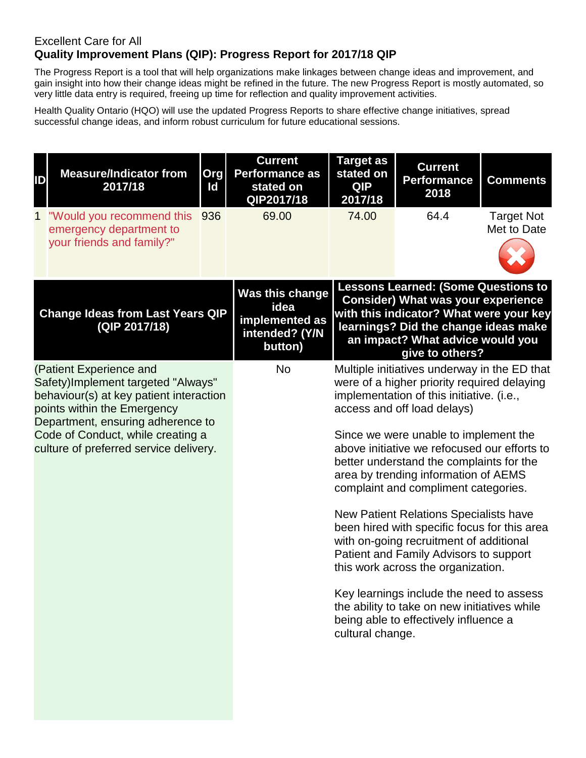Excellent Care for All

**Quality Improvement Plans (QIP): Progress Report for 2017/18 QIP**

The Progress Report is a tool that will help organizations make linkages between change ideas and improvement, and gain insight into how their change ideas might be refined in the future. The new Progress Report is mostly automated, so very little data entry is required, freeing up time for reflection and quality improvement activities.

Health Quality Ontario (HQO) will use the updated Progress Reports to share effective change initiatives, spread successful change ideas, and inform robust curriculum for future educational sessions.

| ID | Measure/Indicator from 2017/18 | Org Id | Current Performance as stated on QIP2017/18 | Target as stated on QIP 2017/18 | Current Performance 2018 | Comments |
|---|---|---|---|---|---|---|
| 1 | "Would you recommend this emergency department to your friends and family?" | 936 | 69.00 | 74.00 | 64.4 | Target Not Met to Date |

| Change Ideas from Last Years QIP (QIP 2017/18) | Was this change idea implemented as intended? (Y/N button) | Lessons Learned: (Some Questions to Consider) What was your experience with this indicator? What were your key learnings? Did the change ideas make an impact? What advice would you give to others? |
|---|---|---|
| (Patient Experience and Safety)Implement targeted "Always" behaviour(s) at key patient interaction points within the Emergency Department, ensuring adherence to Code of Conduct, while creating a culture of preferred service delivery. | No | Multiple initiatives underway in the ED that were of a higher priority required delaying implementation of this initiative. (i.e., access and off load delays)<br><br>Since we were unable to implement the above initiative we refocused our efforts to better understand the complaints for the area by trending information of AEMS complaint and compliment categories.<br><br>New Patient Relations Specialists have been hired with specific focus for this area with on-going recruitment of additional Patient and Family Advisors to support this work across the organization.<br><br>Key learnings include the need to assess the ability to take on new initiatives while being able to effectively influence a cultural change. |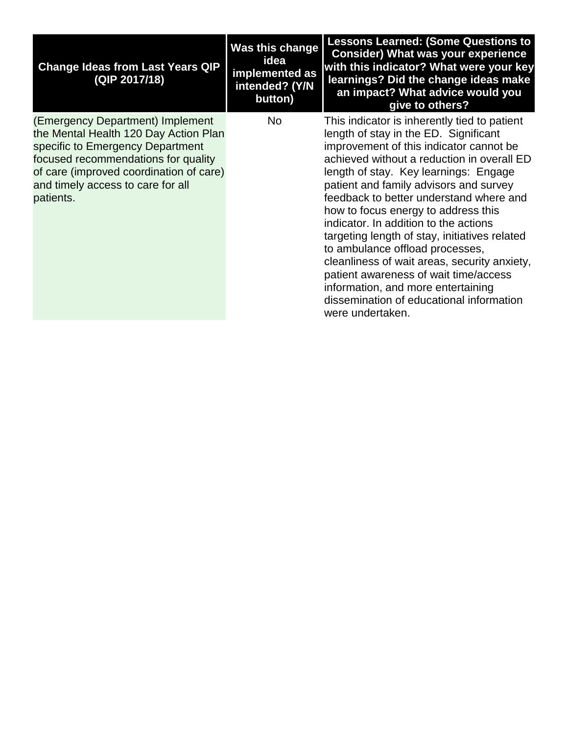| Change Ideas from Last Years QIP (QIP 2017/18) | Was this change idea implemented as intended? (Y/N button) | Lessons Learned: (Some Questions to Consider) What was your experience with this indicator? What were your key learnings? Did the change ideas make an impact? What advice would you give to others? |
|---|---|---|
| (Emergency Department) Implement the Mental Health 120 Day Action Plan specific to Emergency Department focused recommendations for quality of care (improved coordination of care) and timely access to care for all patients. | No | This indicator is inherently tied to patient length of stay in the ED. Significant improvement of this indicator cannot be achieved without a reduction in overall ED length of stay. Key learnings: Engage patient and family advisors and survey feedback to better understand where and how to focus energy to address this indicator. In addition to the actions targeting length of stay, initiatives related to ambulance offload processes, cleanliness of wait areas, security anxiety, patient awareness of wait time/access information, and more entertaining dissemination of educational information were undertaken. |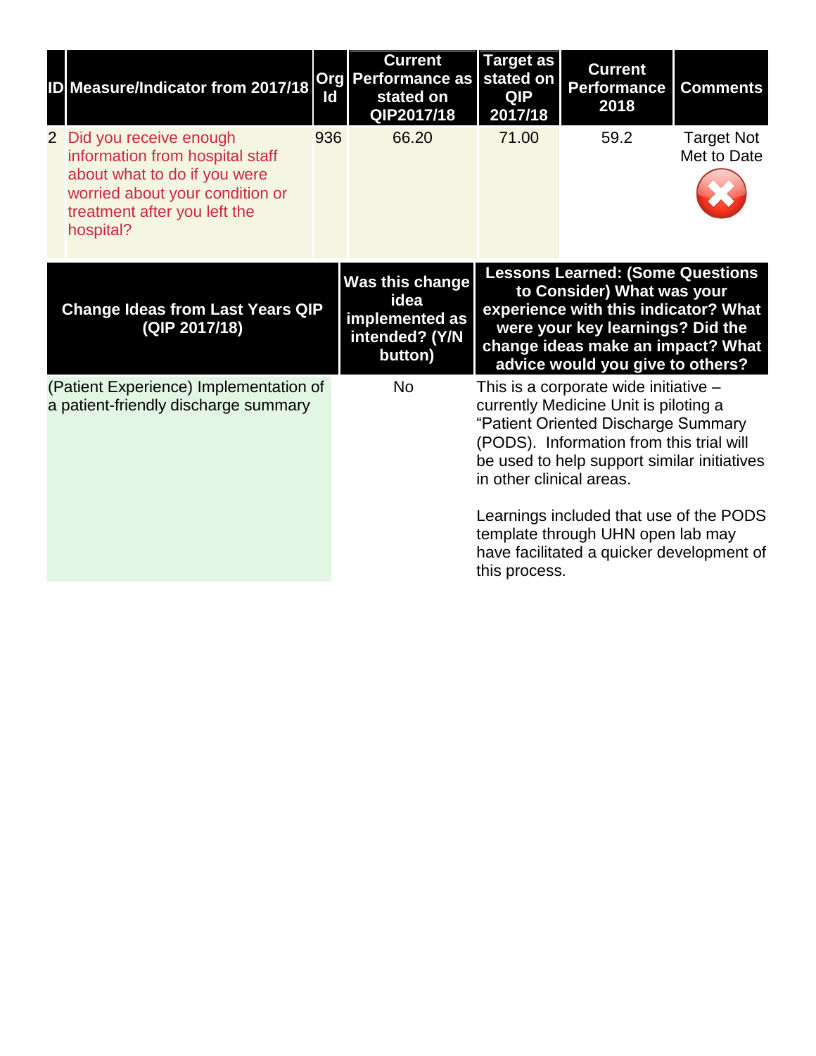| ID | Measure/Indicator from 2017/18 | Org Id | Current Performance as stated on QIP2017/18 | Target as stated on QIP 2017/18 | Current Performance 2018 | Comments |
|---|---|---|---|---|---|---|
| 2 | Did you receive enough information from hospital staff about what to do if you were worried about your condition or treatment after you left the hospital? | 936 | 66.20 | 71.00 | 59.2 | Target Not Met to Date |

| Change Ideas from Last Years QIP (QIP 2017/18) | Was this change idea implemented as intended? (Y/N button) | Lessons Learned: (Some Questions to Consider) What was your experience with this indicator? What were your key learnings? Did the change ideas make an impact? What advice would you give to others? |
|---|---|---|
| (Patient Experience) Implementation of a patient-friendly discharge summary | No | This is a corporate wide initiative – currently Medicine Unit is piloting a “Patient Oriented Discharge Summary (PODS). Information from this trial will be used to help support similar initiatives in other clinical areas.<br><br>Learnings included that use of the PODS template through UHN open lab may have facilitated a quicker development of this process. |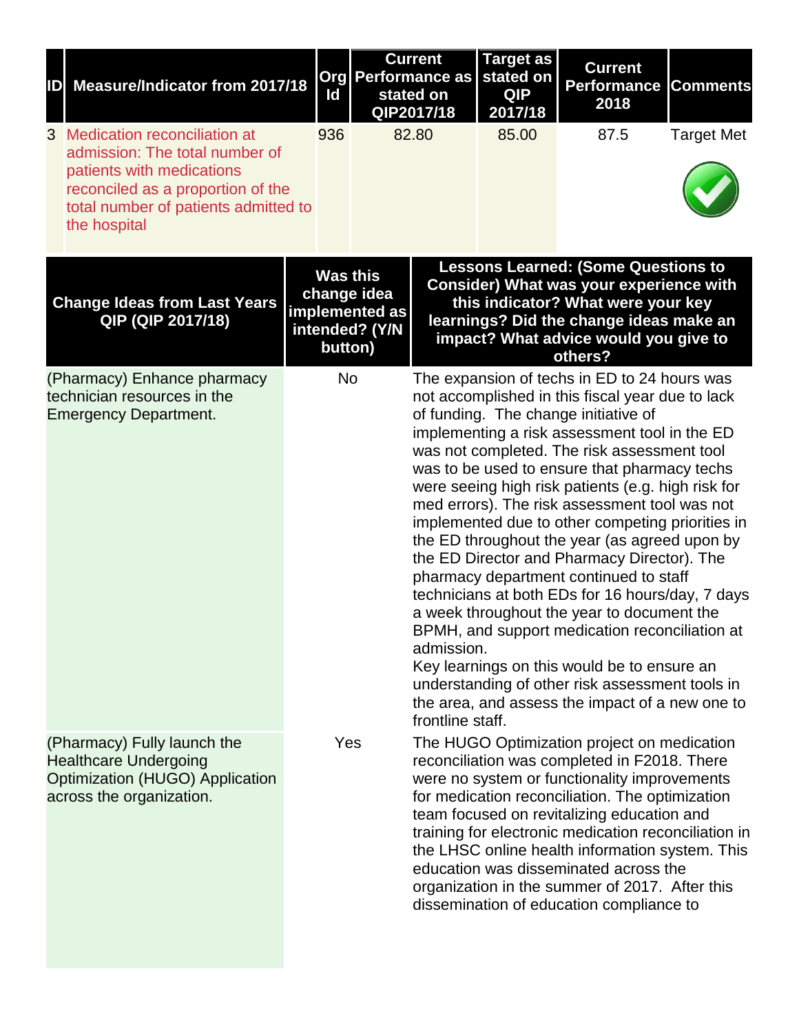| ID | Measure/Indicator from 2017/18 | Org Id | Current Performance as stated on QIP2017/18 | Target as stated on QIP 2017/18 | Current Performance 2018 | Comments |
|---|---|---|---|---|---|---|
| 3 | Medication reconciliation at admission: The total number of patients with medications reconciled as a proportion of the total number of patients admitted to the hospital | 936 | 82.80 | 85.00 | 87.5 | Target Met |

| Change Ideas from Last Years QIP (QIP 2017/18) | Was this change idea implemented as intended? (Y/N button) | Lessons Learned: (Some Questions to Consider) What was your experience with this indicator? What were your key learnings? Did the change ideas make an impact? What advice would you give to others? |
|---|---|---|
| (Pharmacy) Enhance pharmacy technician resources in the Emergency Department. | No | The expansion of techs in ED to 24 hours was not accomplished in this fiscal year due to lack of funding. The change initiative of implementing a risk assessment tool in the ED was not completed. The risk assessment tool was to be used to ensure that pharmacy techs were seeing high risk patients (e.g. high risk for med errors). The risk assessment tool was not implemented due to other competing priorities in the ED throughout the year (as agreed upon by the ED Director and Pharmacy Director). The pharmacy department continued to staff technicians at both EDs for 16 hours/day, 7 days a week throughout the year to document the BPMH, and support medication reconciliation at admission. Key learnings on this would be to ensure an understanding of other risk assessment tools in the area, and assess the impact of a new one to frontline staff. |
| (Pharmacy) Fully launch the Healthcare Undergoing Optimization (HUGO) Application across the organization. | Yes | The HUGO Optimization project on medication reconciliation was completed in F2018. There were no system or functionality improvements for medication reconciliation. The optimization team focused on revitalizing education and training for electronic medication reconciliation in the LHSC online health information system. This education was disseminated across the organization in the summer of 2017. After this dissemination of education compliance to |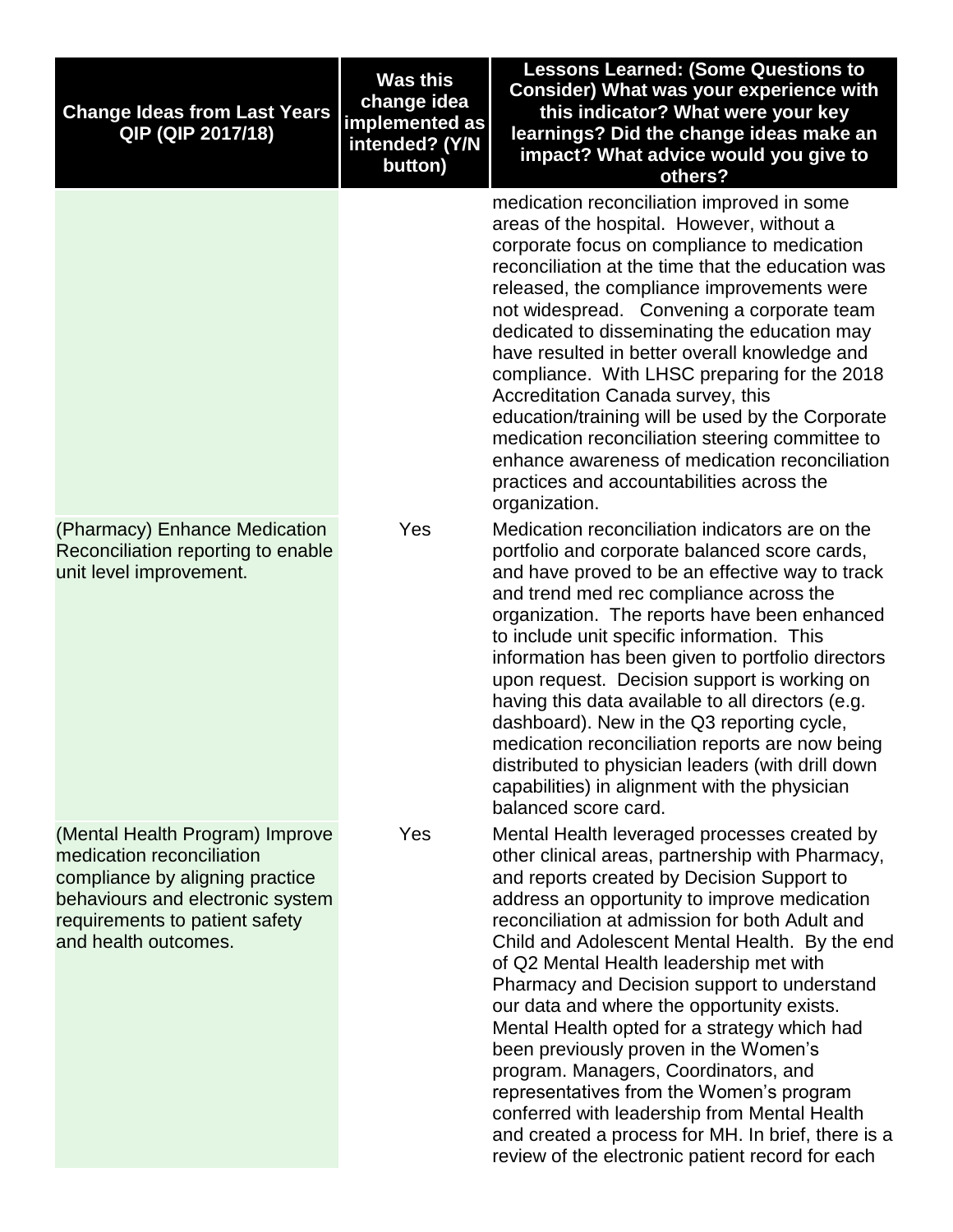| Change Ideas from Last Years QIP (QIP 2017/18) | Was this change idea implemented as intended? (Y/N button) | Lessons Learned: (Some Questions to Consider) What was your experience with this indicator? What were your key learnings? Did the change ideas make an impact? What advice would you give to others? |
|---|---|---|
| | | medication reconciliation improved in some areas of the hospital. However, without a corporate focus on compliance to medication reconciliation at the time that the education was released, the compliance improvements were not widespread. Convening a corporate team dedicated to disseminating the education may have resulted in better overall knowledge and compliance. With LHSC preparing for the 2018 Accreditation Canada survey, this education/training will be used by the Corporate medication reconciliation steering committee to enhance awareness of medication reconciliation practices and accountabilities across the organization. |
| (Pharmacy) Enhance Medication Reconciliation reporting to enable unit level improvement. | Yes | Medication reconciliation indicators are on the portfolio and corporate balanced score cards, and have proved to be an effective way to track and trend med rec compliance across the organization. The reports have been enhanced to include unit specific information. This information has been given to portfolio directors upon request. Decision support is working on having this data available to all directors (e.g. dashboard). New in the Q3 reporting cycle, medication reconciliation reports are now being distributed to physician leaders (with drill down capabilities) in alignment with the physician balanced score card. |
| (Mental Health Program) Improve medication reconciliation compliance by aligning practice behaviours and electronic system requirements to patient safety and health outcomes. | Yes | Mental Health leveraged processes created by other clinical areas, partnership with Pharmacy, and reports created by Decision Support to address an opportunity to improve medication reconciliation at admission for both Adult and Child and Adolescent Mental Health. By the end of Q2 Mental Health leadership met with Pharmacy and Decision support to understand our data and where the opportunity exists. Mental Health opted for a strategy which had been previously proven in the Women's program. Managers, Coordinators, and representatives from the Women's program conferred with leadership from Mental Health and created a process for MH. In brief, there is a review of the electronic patient record for each |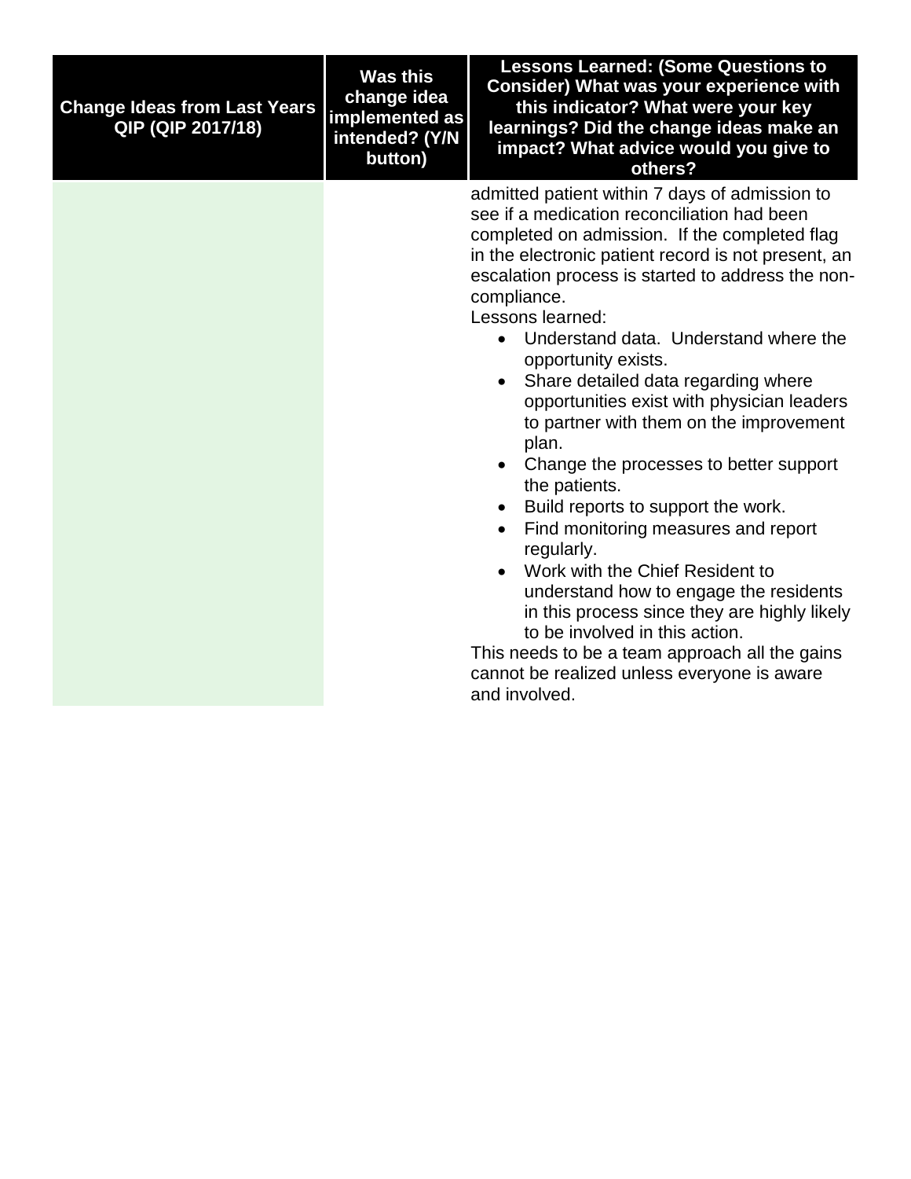| Change Ideas from Last Years QIP (QIP 2017/18) | Was this change idea implemented as intended? (Y/N button) | Lessons Learned: (Some Questions to Consider) What was your experience with this indicator? What were your key learnings? Did the change ideas make an impact? What advice would you give to others? |
|---|---|---|
| | | admitted patient within 7 days of admission to see if a medication reconciliation had been completed on admission. If the completed flag in the electronic patient record is not present, an escalation process is started to address the non-compliance.<br>Lessons learned:<br>• Understand data. Understand where the opportunity exists.<br>• Share detailed data regarding where opportunities exist with physician leaders to partner with them on the improvement plan.<br>• Change the processes to better support the patients.<br>• Build reports to support the work.<br>• Find monitoring measures and report regularly.<br>• Work with the Chief Resident to understand how to engage the residents in this process since they are highly likely to be involved in this action.<br>This needs to be a team approach all the gains cannot be realized unless everyone is aware and involved. |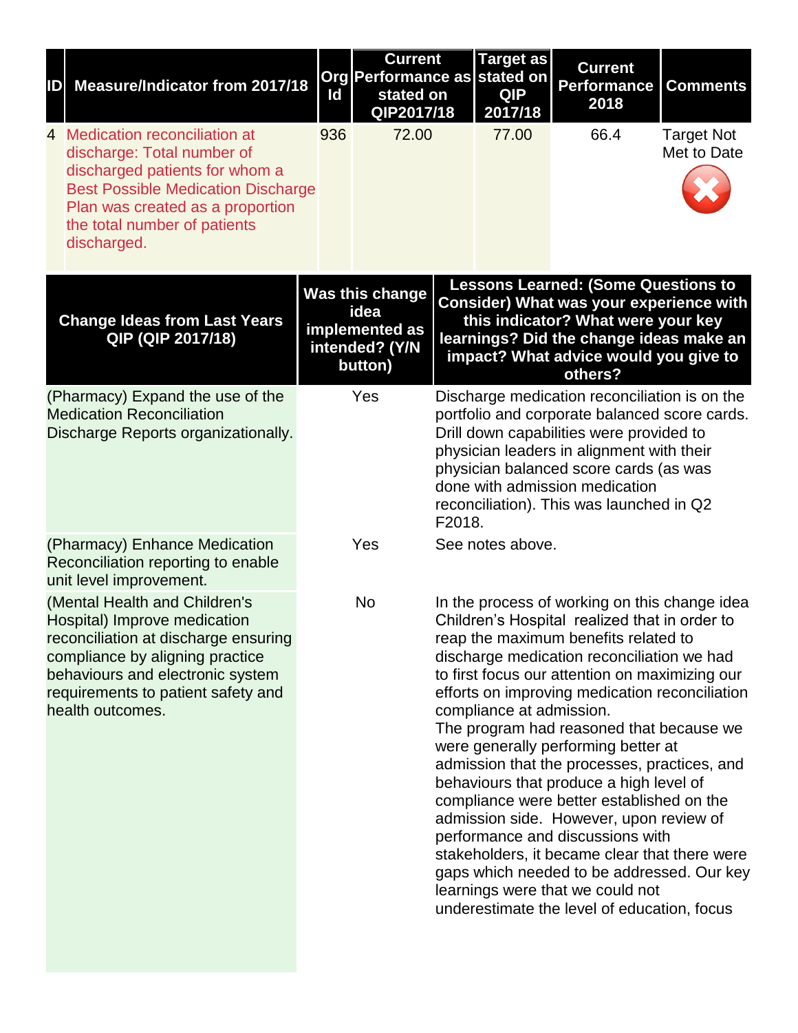| ID | Measure/Indicator from 2017/18 | Org Id | Current Performance as stated on QIP2017/18 | Target as stated on QIP 2017/18 | Current Performance 2018 | Comments |
|---|---|---|---|---|---|---|
| 4 | Medication reconciliation at discharge: Total number of discharged patients for whom a Best Possible Medication Discharge Plan was created as a proportion the total number of patients discharged. | 936 | 72.00 | 77.00 | 66.4 | Target Not Met to Date |

| Change Ideas from Last Years QIP (QIP 2017/18) | Was this change idea implemented as intended? (Y/N button) | Lessons Learned: (Some Questions to Consider) What was your experience with this indicator? What were your key learnings? Did the change ideas make an impact? What advice would you give to others? |
|---|---|---|
| (Pharmacy) Expand the use of the Medication Reconciliation Discharge Reports organizationally. | Yes | Discharge medication reconciliation is on the portfolio and corporate balanced score cards. Drill down capabilities were provided to physician leaders in alignment with their physician balanced score cards (as was done with admission medication reconciliation). This was launched in Q2 F2018. |
| (Pharmacy) Enhance Medication Reconciliation reporting to enable unit level improvement. | Yes | See notes above. |
| (Mental Health and Children's Hospital) Improve medication reconciliation at discharge ensuring compliance by aligning practice behaviours and electronic system requirements to patient safety and health outcomes. | No | In the process of working on this change idea Children's Hospital realized that in order to reap the maximum benefits related to discharge medication reconciliation we had to first focus our attention on maximizing our efforts on improving medication reconciliation compliance at admission. The program had reasoned that because we were generally performing better at admission that the processes, practices, and behaviours that produce a high level of compliance were better established on the admission side. However, upon review of performance and discussions with stakeholders, it became clear that there were gaps which needed to be addressed. Our key learnings were that we could not underestimate the level of education, focus |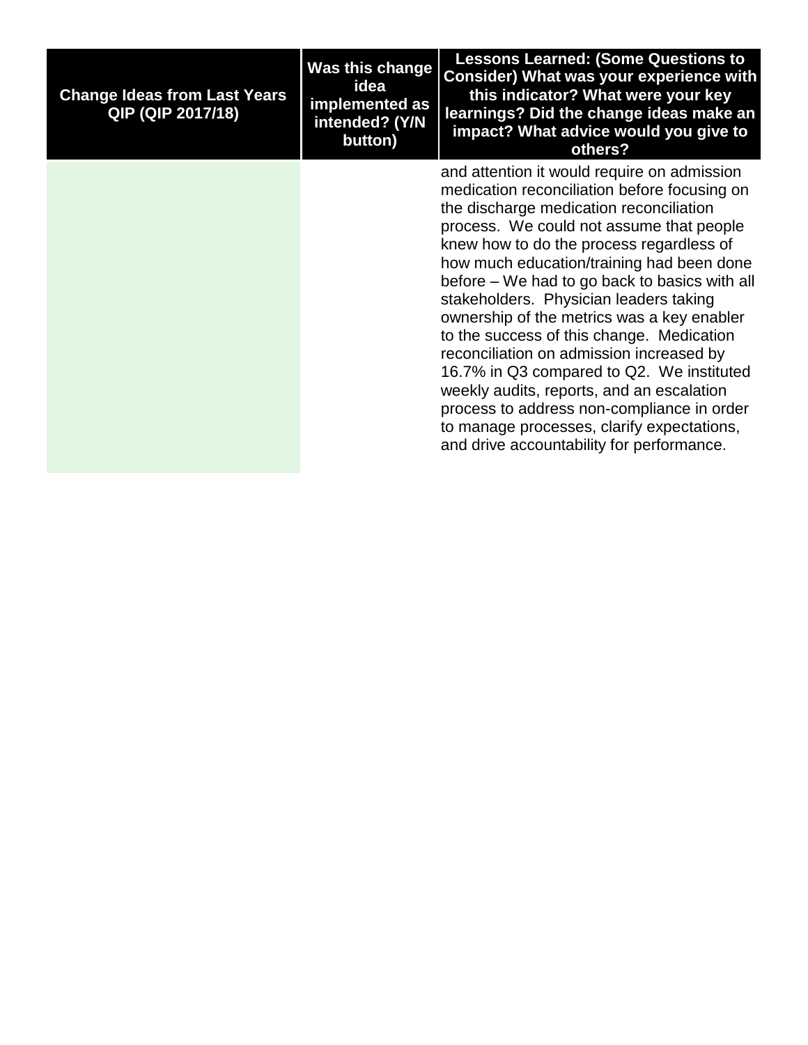| Change Ideas from Last Years QIP (QIP 2017/18) | Was this change idea implemented as intended? (Y/N button) | Lessons Learned: (Some Questions to Consider) What was your experience with this indicator? What were your key learnings? Did the change ideas make an impact? What advice would you give to others? |
|---|---|---|
| | | and attention it would require on admission medication reconciliation before focusing on the discharge medication reconciliation process. We could not assume that people knew how to do the process regardless of how much education/training had been done before – We had to go back to basics with all stakeholders. Physician leaders taking ownership of the metrics was a key enabler to the success of this change. Medication reconciliation on admission increased by 16.7% in Q3 compared to Q2. We instituted weekly audits, reports, and an escalation process to address non-compliance in order to manage processes, clarify expectations, and drive accountability for performance. |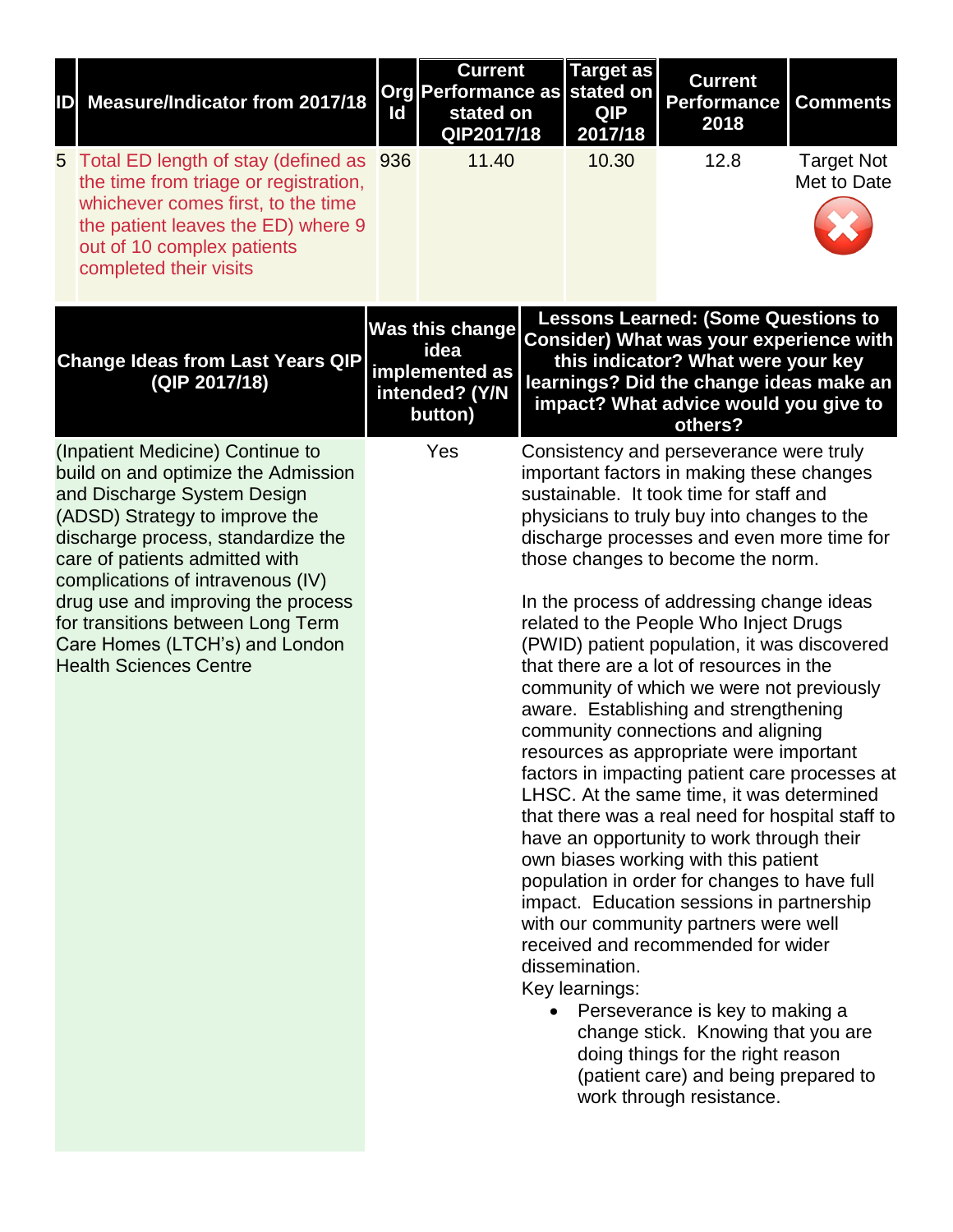| ID | Measure/Indicator from 2017/18 | Org Id | Current Performance as stated on QIP2017/18 | Target as stated on QIP 2017/18 | Current Performance 2018 | Comments |
|---|---|---|---|---|---|---|
| 5 | Total ED length of stay (defined as the time from triage or registration, whichever comes first, to the time the patient leaves the ED) where 9 out of 10 complex patients completed their visits | 936 | 11.40 | 10.30 | 12.8 | Target Not Met to Date |

| Change Ideas from Last Years QIP (QIP 2017/18) | Was this change idea implemented as intended? (Y/N button) | Lessons Learned: (Some Questions to Consider) What was your experience with this indicator? What were your key learnings? Did the change ideas make an impact? What advice would you give to others? |
|---|---|---|
| (Inpatient Medicine) Continue to build on and optimize the Admission and Discharge System Design (ADSD) Strategy to improve the discharge process, standardize the care of patients admitted with complications of intravenous (IV) drug use and improving the process for transitions between Long Term Care Homes (LTCH's) and London Health Sciences Centre | Yes | Consistency and perseverance were truly important factors in making these changes sustainable. It took time for staff and physicians to truly buy into changes to the discharge processes and even more time for those changes to become the norm.<br><br>In the process of addressing change ideas related to the People Who Inject Drugs (PWID) patient population, it was discovered that there are a lot of resources in the community of which we were not previously aware. Establishing and strengthening community connections and aligning resources as appropriate were important factors in impacting patient care processes at LHSC. At the same time, it was determined that there was a real need for hospital staff to have an opportunity to work through their own biases working with this patient population in order for changes to have full impact. Education sessions in partnership with our community partners were well received and recommended for wider dissemination.<br>Key learnings:<br>• Perseverance is key to making a change stick. Knowing that you are doing things for the right reason (patient care) and being prepared to work through resistance. |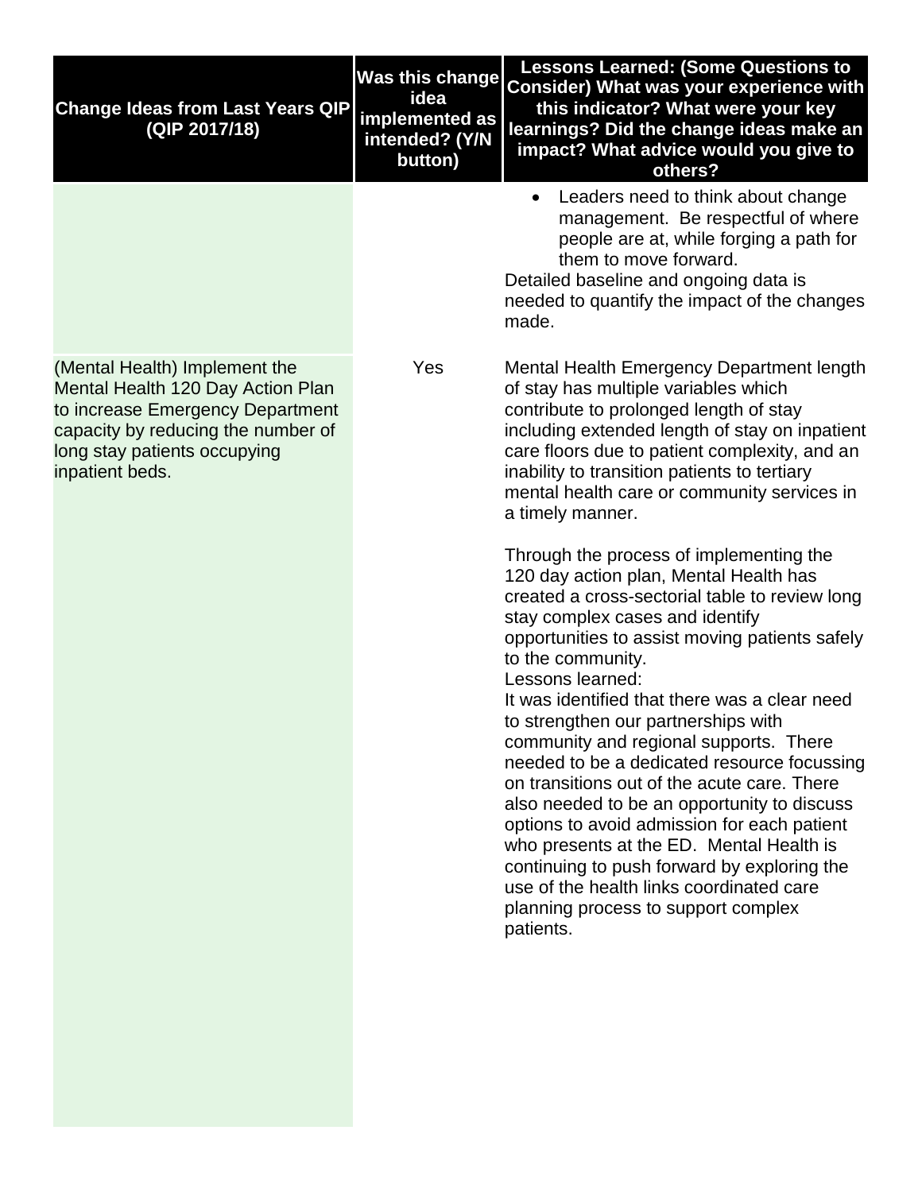| Change Ideas from Last Years QIP (QIP 2017/18) | Was this change idea implemented as intended? (Y/N button) | Lessons Learned: (Some Questions to Consider) What was your experience with this indicator? What were your key learnings? Did the change ideas make an impact? What advice would you give to others? |
|---|---|---|
| | | • Leaders need to think about change management. Be respectful of where people are at, while forging a path for them to move forward.<br>Detailed baseline and ongoing data is needed to quantify the impact of the changes made. |
| (Mental Health) Implement the Mental Health 120 Day Action Plan to increase Emergency Department capacity by reducing the number of long stay patients occupying inpatient beds. | Yes | Mental Health Emergency Department length of stay has multiple variables which contribute to prolonged length of stay including extended length of stay on inpatient care floors due to patient complexity, and an inability to transition patients to tertiary mental health care or community services in a timely manner.<br><br>Through the process of implementing the 120 day action plan, Mental Health has created a cross-sectorial table to review long stay complex cases and identify opportunities to assist moving patients safely to the community.<br>Lessons learned:<br>It was identified that there was a clear need to strengthen our partnerships with community and regional supports. There needed to be a dedicated resource focussing on transitions out of the acute care. There also needed to be an opportunity to discuss options to avoid admission for each patient who presents at the ED. Mental Health is continuing to push forward by exploring the use of the health links coordinated care planning process to support complex patients. |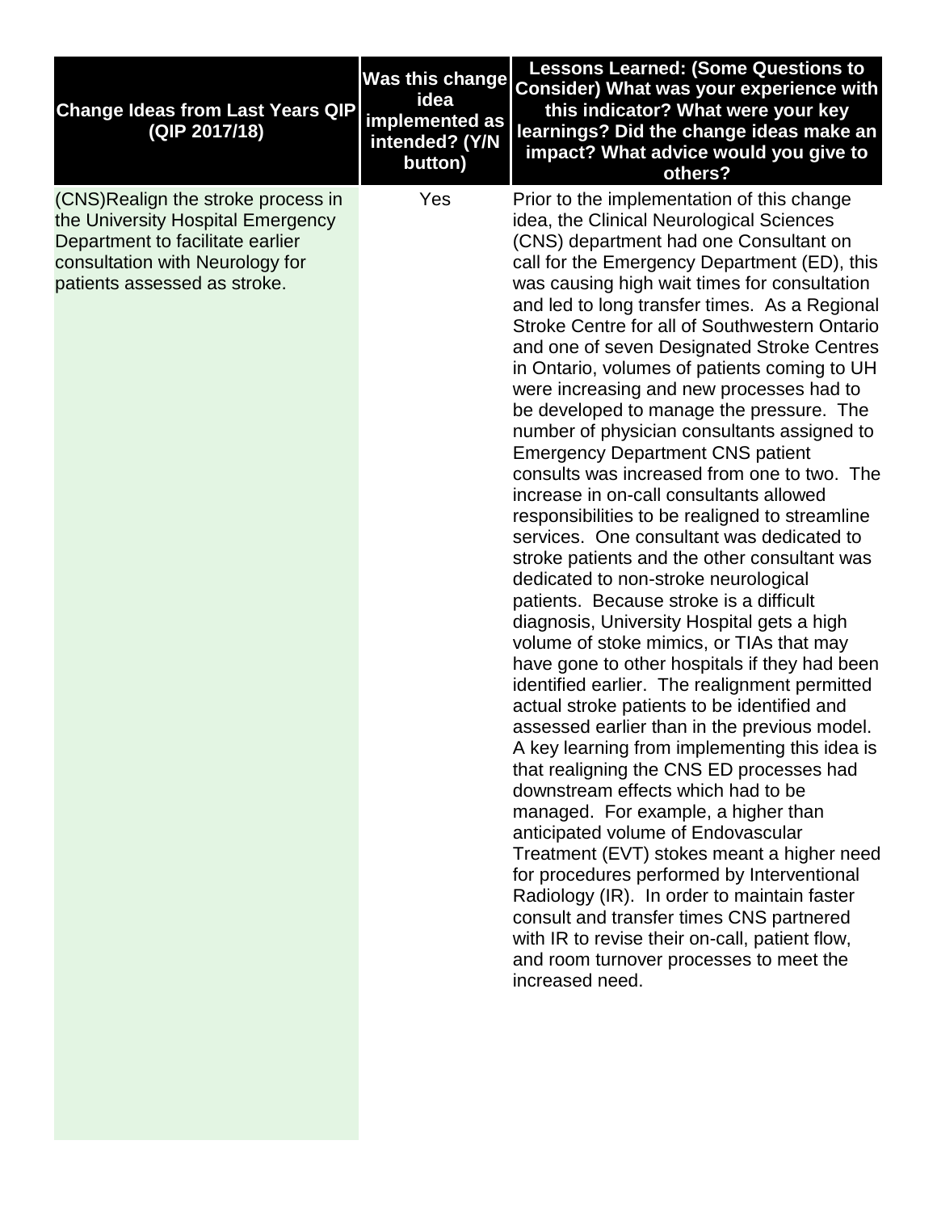| Change Ideas from Last Years QIP (QIP 2017/18) | Was this change idea implemented as intended? (Y/N button) | Lessons Learned: (Some Questions to Consider) What was your experience with this indicator? What were your key learnings? Did the change ideas make an impact? What advice would you give to others? |
|---|---|---|
| (CNS)Realign the stroke process in the University Hospital Emergency Department to facilitate earlier consultation with Neurology for patients assessed as stroke. | Yes | Prior to the implementation of this change idea, the Clinical Neurological Sciences (CNS) department had one Consultant on call for the Emergency Department (ED), this was causing high wait times for consultation and led to long transfer times. As a Regional Stroke Centre for all of Southwestern Ontario and one of seven Designated Stroke Centres in Ontario, volumes of patients coming to UH were increasing and new processes had to be developed to manage the pressure. The number of physician consultants assigned to Emergency Department CNS patient consults was increased from one to two. The increase in on-call consultants allowed responsibilities to be realigned to streamline services. One consultant was dedicated to stroke patients and the other consultant was dedicated to non-stroke neurological patients. Because stroke is a difficult diagnosis, University Hospital gets a high volume of stoke mimics, or TIAs that may have gone to other hospitals if they had been identified earlier. The realignment permitted actual stroke patients to be identified and assessed earlier than in the previous model. A key learning from implementing this idea is that realigning the CNS ED processes had downstream effects which had to be managed. For example, a higher than anticipated volume of Endovascular Treatment (EVT) stokes meant a higher need for procedures performed by Interventional Radiology (IR). In order to maintain faster consult and transfer times CNS partnered with IR to revise their on-call, patient flow, and room turnover processes to meet the increased need. |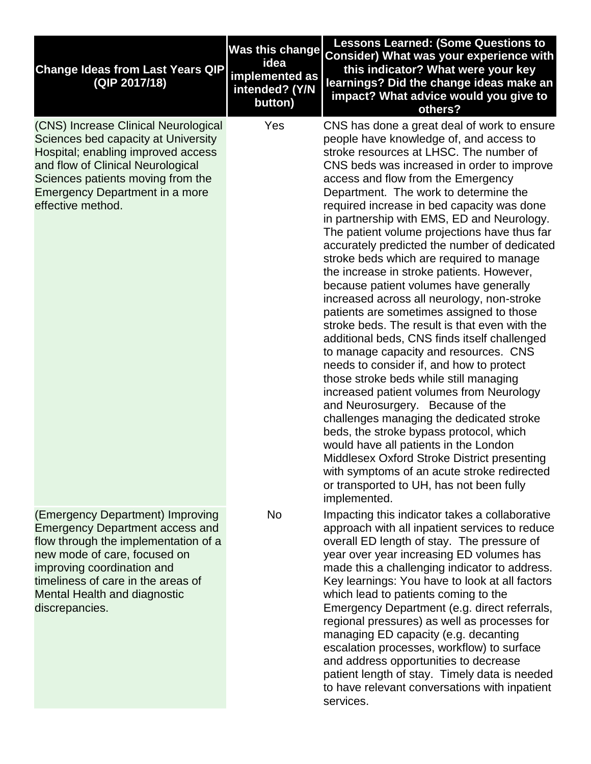| Change Ideas from Last Years QIP (QIP 2017/18) | Was this change idea implemented as intended? (Y/N button) | Lessons Learned: (Some Questions to Consider) What was your experience with this indicator? What were your key learnings? Did the change ideas make an impact? What advice would you give to others? |
|---|---|---|
| (CNS) Increase Clinical Neurological Sciences bed capacity at University Hospital; enabling improved access and flow of Clinical Neurological Sciences patients moving from the Emergency Department in a more effective method. | Yes | CNS has done a great deal of work to ensure people have knowledge of, and access to stroke resources at LHSC. The number of CNS beds was increased in order to improve access and flow from the Emergency Department. The work to determine the required increase in bed capacity was done in partnership with EMS, ED and Neurology. The patient volume projections have thus far accurately predicted the number of dedicated stroke beds which are required to manage the increase in stroke patients. However, because patient volumes have generally increased across all neurology, non-stroke patients are sometimes assigned to those stroke beds. The result is that even with the additional beds, CNS finds itself challenged to manage capacity and resources. CNS needs to consider if, and how to protect those stroke beds while still managing increased patient volumes from Neurology and Neurosurgery. Because of the challenges managing the dedicated stroke beds, the stroke bypass protocol, which would have all patients in the London Middlesex Oxford Stroke District presenting with symptoms of an acute stroke redirected or transported to UH, has not been fully implemented. |
| (Emergency Department) Improving Emergency Department access and flow through the implementation of a new mode of care, focused on improving coordination and timeliness of care in the areas of Mental Health and diagnostic discrepancies. | No | Impacting this indicator takes a collaborative approach with all inpatient services to reduce overall ED length of stay. The pressure of year over year increasing ED volumes has made this a challenging indicator to address. Key learnings: You have to look at all factors which lead to patients coming to the Emergency Department (e.g. direct referrals, regional pressures) as well as processes for managing ED capacity (e.g. decanting escalation processes, workflow) to surface and address opportunities to decrease patient length of stay. Timely data is needed to have relevant conversations with inpatient services. |